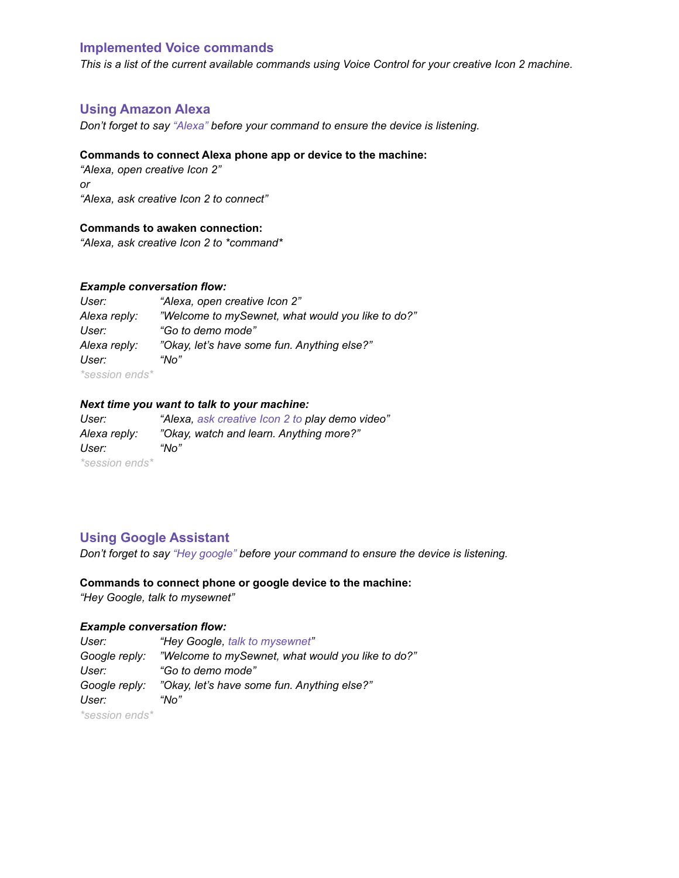## Implemented Voice commands

*This is a list of the current available commands using Voice Control for your creative Icon 2 machine.*

## Using Amazon Alexa

*Don't forget to say "Alexa" before your command to ensure the device is listening.*

**Commands to connect Alexa phone app or device to the machine:**

*"Alexa, open creative Icon 2"*

*or*

*"Alexa, ask creative Icon 2 to connect"*

**Commands to awaken connection:**

*"Alexa, ask creative Icon 2 to *command*"*

***Example conversation flow:***

| | |
|---|---|
| *User:* | *"Alexa, open creative Icon 2"* |
| *Alexa reply:* | *"Welcome to mySewnet, what would you like to do?"* |
| *User:* | *"Go to demo mode"* |
| *Alexa reply:* | *"Okay, let's have some fun. Anything else?"* |
| *User:* | *"No"* |

*\*session ends\**

***Next time you want to talk to your machine:***

| | |
|---|---|
| *User:* | *"Alexa, ask creative Icon 2 to play demo video"* |
| *Alexa reply:* | *"Okay, watch and learn. Anything more?"* |
| *User:* | *"No"* |

*\*session ends\**

## Using Google Assistant

*Don't forget to say "Hey google" before your command to ensure the device is listening.*

**Commands to connect phone or google device to the machine:**

*"Hey Google, talk to mysewnet"*

***Example conversation flow:***

| | |
|---|---|
| *User:* | *"Hey Google, talk to mysewnet"* |
| *Google reply:* | *"Welcome to mySewnet, what would you like to do?"* |
| *User:* | *"Go to demo mode"* |
| *Google reply:* | *"Okay, let's have some fun. Anything else?"* |
| *User:* | *"No"* |

*\*session ends\**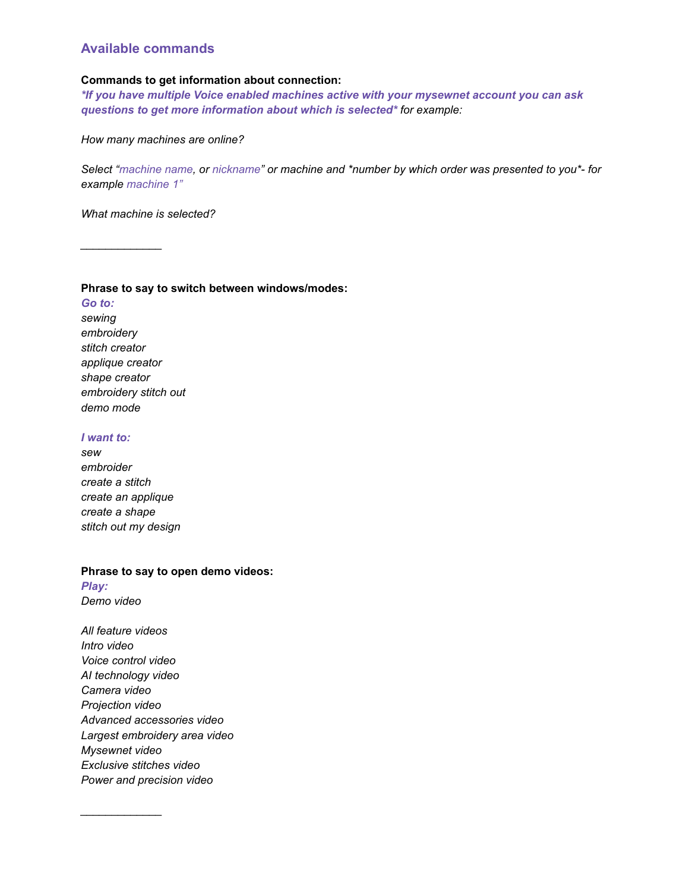## Available commands

**Commands to get information about connection:**

***If you have multiple Voice enabled machines active with your mysewnet account you can ask questions to get more information about which is selected*** *for example:*

*How many machines are online?*

*Select "machine name, or nickname" or machine and *number by which order was presented to you*- for example machine 1"*

*What machine is selected?*

---

**Phrase to say to switch between windows/modes:**

***Go to:***
*sewing*
*embroidery*
*stitch creator*
*applique creator*
*shape creator*
*embroidery stitch out*
*demo mode*

***I want to:***
*sew*
*embroider*
*create a stitch*
*create an applique*
*create a shape*
*stitch out my design*

**Phrase to say to open demo videos:**

***Play:***
*Demo video*

*All feature videos*
*Intro video*
*Voice control video*
*AI technology video*
*Camera video*
*Projection video*
*Advanced accessories video*
*Largest embroidery area video*
*Mysewnet video*
*Exclusive stitches video*
*Power and precision video*

---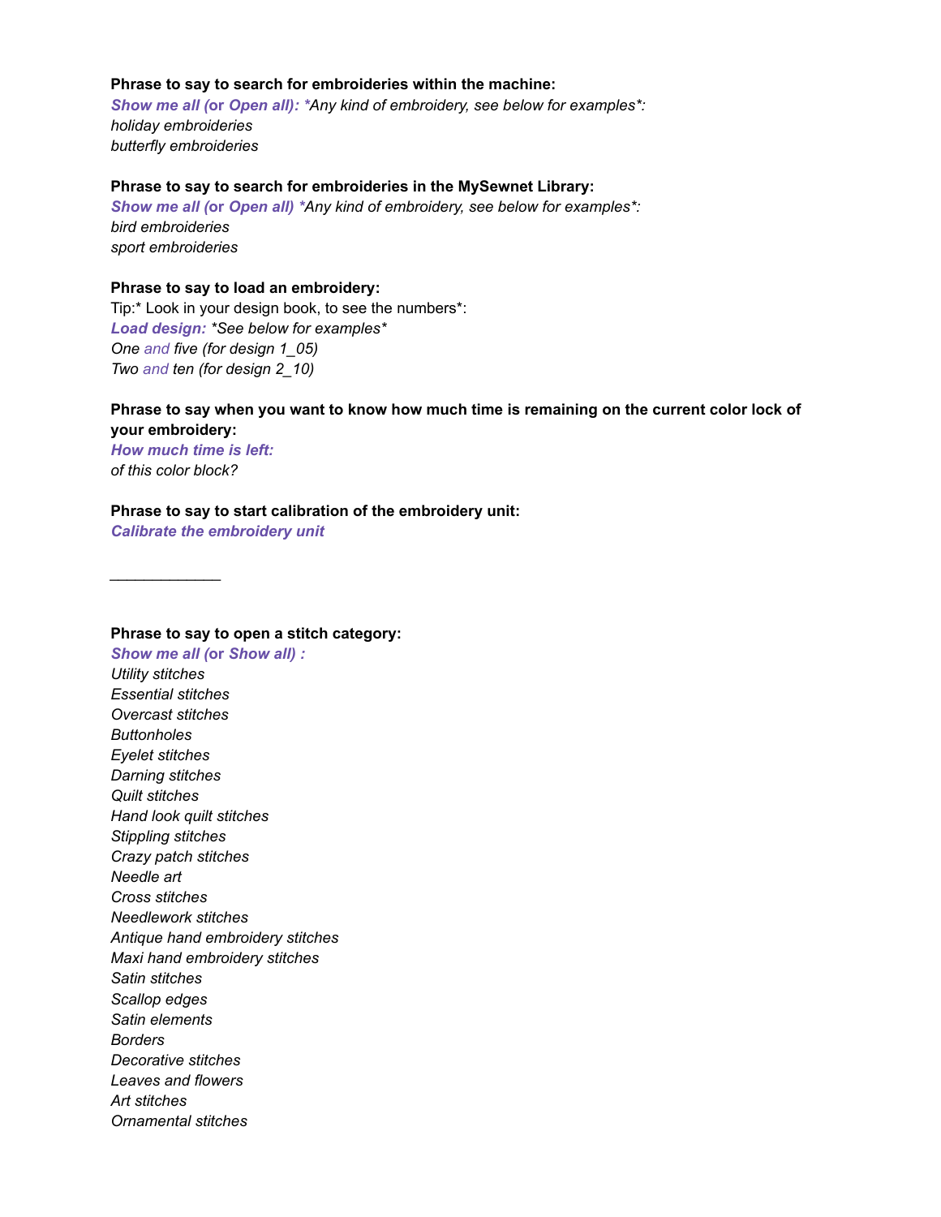**Phrase to say to search for embroideries within the machine:**
***Show me all* (or *Open all*): ***Any kind of embroidery, see below for examples*:*
*holiday embroideries*
*butterfly embroideries*

**Phrase to say to search for embroideries in the MySewnet Library:**
***Show me all* (or *Open all*) ***Any kind of embroidery, see below for examples*:*
*bird embroideries*
*sport embroideries*

**Phrase to say to load an embroidery:**
Tip:* Look in your design book, to see the numbers*:
***Load design:*** **See below for examples**
*One and five (for design 1_05)*
*Two and ten (for design 2_10)*

**Phrase to say when you want to know how much time is remaining on the current color lock of your embroidery:**
***How much time is left:***
*of this color block?*

**Phrase to say to start calibration of the embroidery unit:**
***Calibrate the embroidery unit***

---

**Phrase to say to open a stitch category:**
***Show me all* (or *Show all*) :**
*Utility stitches*
*Essential stitches*
*Overcast stitches*
*Buttonholes*
*Eyelet stitches*
*Darning stitches*
*Quilt stitches*
*Hand look quilt stitches*
*Stippling stitches*
*Crazy patch stitches*
*Needle art*
*Cross stitches*
*Needlework stitches*
*Antique hand embroidery stitches*
*Maxi hand embroidery stitches*
*Satin stitches*
*Scallop edges*
*Satin elements*
*Borders*
*Decorative stitches*
*Leaves and flowers*
*Art stitches*
*Ornamental stitches*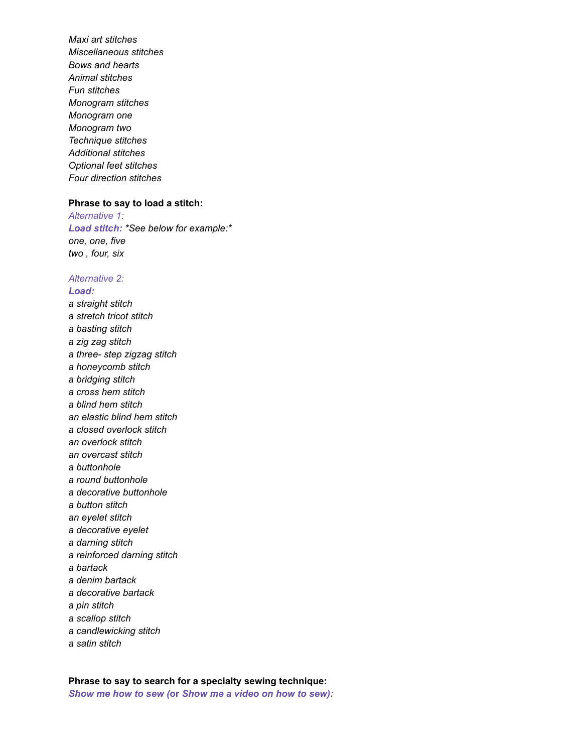*Maxi art stitches*
*Miscellaneous stitches*
*Bows and hearts*
*Animal stitches*
*Fun stitches*
*Monogram stitches*
*Monogram one*
*Monogram two*
*Technique stitches*
*Additional stitches*
*Optional feet stitches*
*Four direction stitches*

**Phrase to say to load a stitch:**
*Alternative 1:*
***Load stitch:*** **See below for example:**
*one, one, five*
*two , four, six*

*Alternative 2:*
***Load:***
*a straight stitch*
*a stretch tricot stitch*
*a basting stitch*
*a zig zag stitch*
*a three- step zigzag stitch*
*a honeycomb stitch*
*a bridging stitch*
*a cross hem stitch*
*a blind hem stitch*
*an elastic blind hem stitch*
*a closed overlock stitch*
*an overlock stitch*
*an overcast stitch*
*a buttonhole*
*a round buttonhole*
*a decorative buttonhole*
*a button stitch*
*an eyelet stitch*
*a decorative eyelet*
*a darning stitch*
*a reinforced darning stitch*
*a bartack*
*a denim bartack*
*a decorative bartack*
*a pin stitch*
*a scallop stitch*
*a candlewicking stitch*
*a satin stitch*

**Phrase to say to search for a specialty sewing technique:**
***Show me how to sew*** **(or** ***Show me a video on how to sew*****):**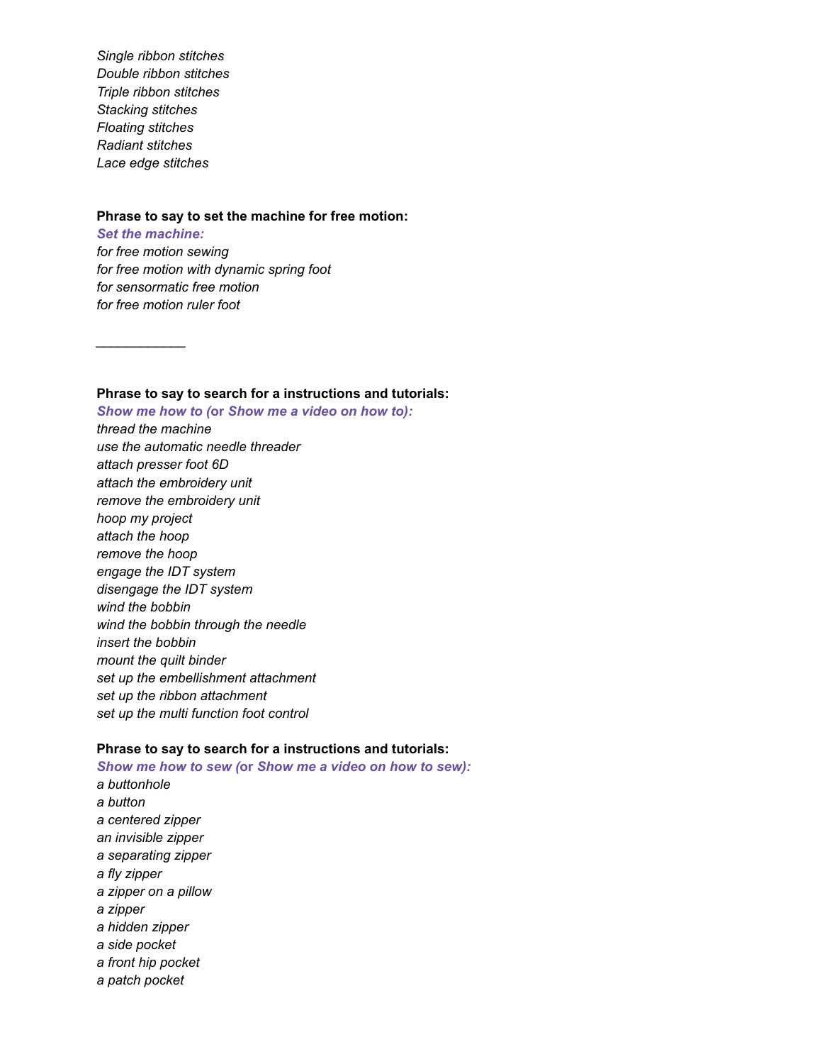*Single ribbon stitches*
*Double ribbon stitches*
*Triple ribbon stitches*
*Stacking stitches*
*Floating stitches*
*Radiant stitches*
*Lace edge stitches*

**Phrase to say to set the machine for free motion:**
***Set the machine:***
*for free motion sewing*
*for free motion with dynamic spring foot*
*for sensormatic free motion*
*for free motion ruler foot*

___________

**Phrase to say to search for a instructions and tutorials:**
***Show me how to* (or *Show me a video on how to):***
*thread the machine*
*use the automatic needle threader*
*attach presser foot 6D*
*attach the embroidery unit*
*remove the embroidery unit*
*hoop my project*
*attach the hoop*
*remove the hoop*
*engage the IDT system*
*disengage the IDT system*
*wind the bobbin*
*wind the bobbin through the needle*
*insert the bobbin*
*mount the quilt binder*
*set up the embellishment attachment*
*set up the ribbon attachment*
*set up the multi function foot control*

**Phrase to say to search for a instructions and tutorials:**
***Show me how to sew* (or *Show me a video on how to sew):***
*a buttonhole*
*a button*
*a centered zipper*
*an invisible zipper*
*a separating zipper*
*a fly zipper*
*a zipper on a pillow*
*a zipper*
*a hidden zipper*
*a side pocket*
*a front hip pocket*
*a patch pocket*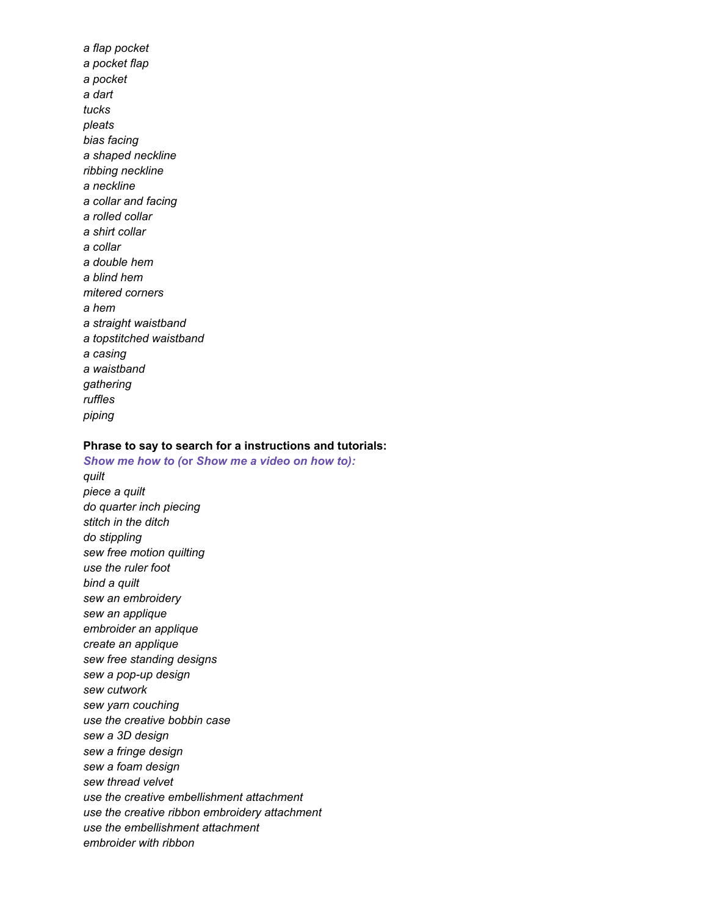*a flap pocket*
*a pocket flap*
*a pocket*
*a dart*
*tucks*
*pleats*
*bias facing*
*a shaped neckline*
*ribbing neckline*
*a neckline*
*a collar and facing*
*a rolled collar*
*a shirt collar*
*a collar*
*a double hem*
*a blind hem*
*mitered corners*
*a hem*
*a straight waistband*
*a topstitched waistband*
*a casing*
*a waistband*
*gathering*
*ruffles*
*piping*

**Phrase to say to search for a instructions and tutorials:**
***Show me how to* (or *Show me a video on how to*):**
*quilt*
*piece a quilt*
*do quarter inch piecing*
*stitch in the ditch*
*do stippling*
*sew free motion quilting*
*use the ruler foot*
*bind a quilt*
*sew an embroidery*
*sew an applique*
*embroider an applique*
*create an applique*
*sew free standing designs*
*sew a pop-up design*
*sew cutwork*
*sew yarn couching*
*use the creative bobbin case*
*sew a 3D design*
*sew a fringe design*
*sew a foam design*
*sew thread velvet*
*use the creative embellishment attachment*
*use the creative ribbon embroidery attachment*
*use the embellishment attachment*
*embroider with ribbon*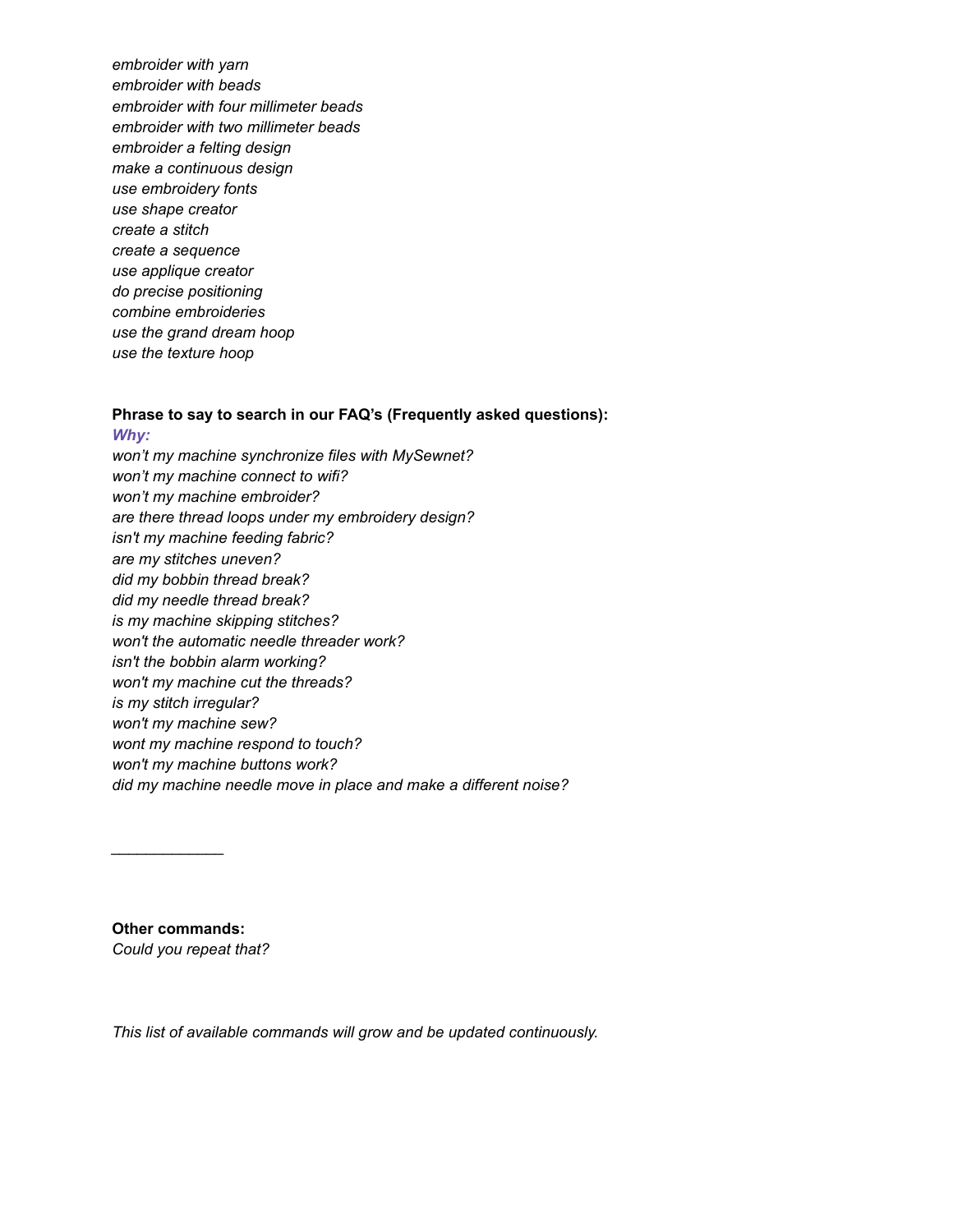*embroider with yarn*
*embroider with beads*
*embroider with four millimeter beads*
*embroider with two millimeter beads*
*embroider a felting design*
*make a continuous design*
*use embroidery fonts*
*use shape creator*
*create a stitch*
*create a sequence*
*use applique creator*
*do precise positioning*
*combine embroideries*
*use the grand dream hoop*
*use the texture hoop*

**Phrase to say to search in our FAQ's (Frequently asked questions):**

***Why:***

*won't my machine synchronize files with MySewnet?*
*won't my machine connect to wifi?*
*won't my machine embroider?*
*are there thread loops under my embroidery design?*
*isn't my machine feeding fabric?*
*are my stitches uneven?*
*did my bobbin thread break?*
*did my needle thread break?*
*is my machine skipping stitches?*
*won't the automatic needle threader work?*
*isn't the bobbin alarm working?*
*won't my machine cut the threads?*
*is my stitch irregular?*
*won't my machine sew?*
*wont my machine respond to touch?*
*won't my machine buttons work?*
*did my machine needle move in place and make a different noise?*

_____________

**Other commands:**

*Could you repeat that?*

*This list of available commands will grow and be updated continuously.*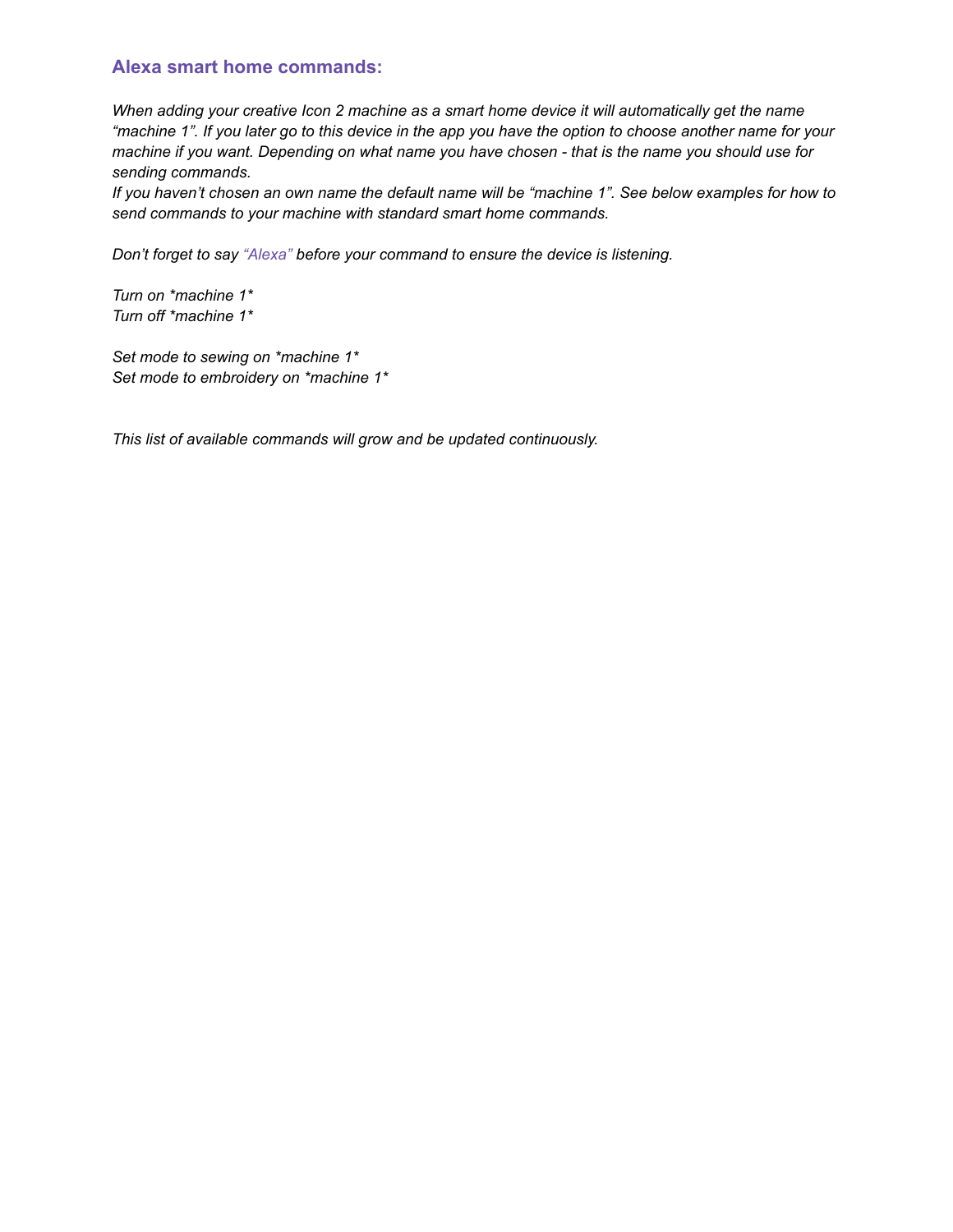## Alexa smart home commands:

*When adding your creative Icon 2 machine as a smart home device it will automatically get the name “machine 1”. If you later go to this device in the app you have the option to choose another name for your machine if you want. Depending on what name you have chosen - that is the name you should use for sending commands.*
*If you haven’t chosen an own name the default name will be “machine 1”. See below examples for how to send commands to your machine with standard smart home commands.*

*Don’t forget to say “Alexa” before your command to ensure the device is listening.*

*Turn on *machine 1**
*Turn off *machine 1**

*Set mode to sewing on *machine 1**
*Set mode to embroidery on *machine 1**

*This list of available commands will grow and be updated continuously.*